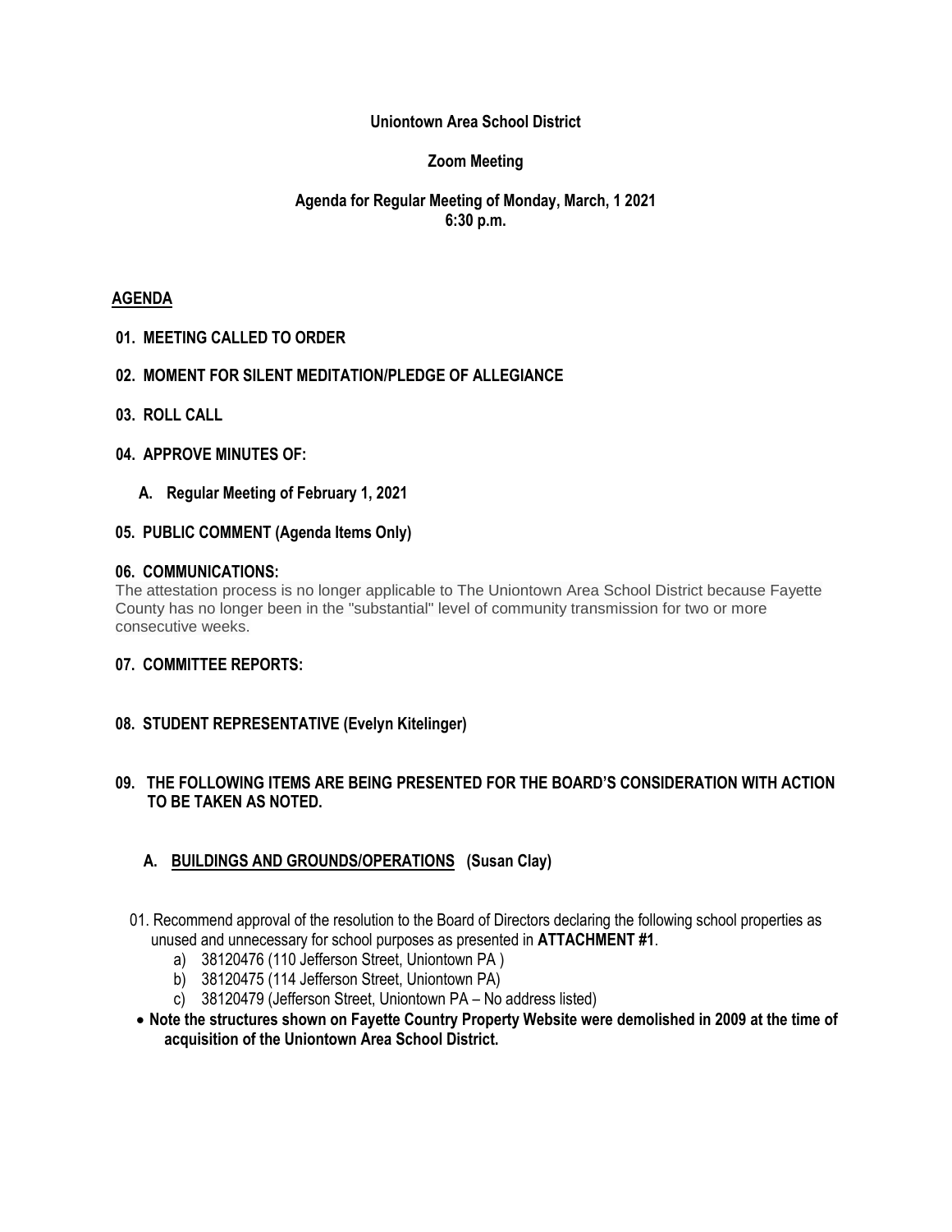**Uniontown Area School District**

**Zoom Meeting**

**Agenda for Regular Meeting of Monday, March, 1 2021**
**6:30 p.m.**

**AGENDA**

**01. MEETING CALLED TO ORDER**

**02. MOMENT FOR SILENT MEDITATION/PLEDGE OF ALLEGIANCE**

**03. ROLL CALL**

**04. APPROVE MINUTES OF:**

**A. Regular Meeting of February 1, 2021**

**05. PUBLIC COMMENT (Agenda Items Only)**

**06. COMMUNICATIONS:**

The attestation process is no longer applicable to The Uniontown Area School District because Fayette County has no longer been in the "substantial" level of community transmission for two or more consecutive weeks.

**07. COMMITTEE REPORTS:**

**08. STUDENT REPRESENTATIVE (Evelyn Kitelinger)**

**09. THE FOLLOWING ITEMS ARE BEING PRESENTED FOR THE BOARD'S CONSIDERATION WITH ACTION TO BE TAKEN AS NOTED.**

**A. BUILDINGS AND GROUNDS/OPERATIONS (Susan Clay)**

01. Recommend approval of the resolution to the Board of Directors declaring the following school properties as unused and unnecessary for school purposes as presented in **ATTACHMENT #1**.
    a) 38120476 (110 Jefferson Street, Uniontown PA )
    b) 38120475 (114 Jefferson Street, Uniontown PA)
    c) 38120479 (Jefferson Street, Uniontown PA – No address listed)

- **Note the structures shown on Fayette Country Property Website were demolished in 2009 at the time of acquisition of the Uniontown Area School District.**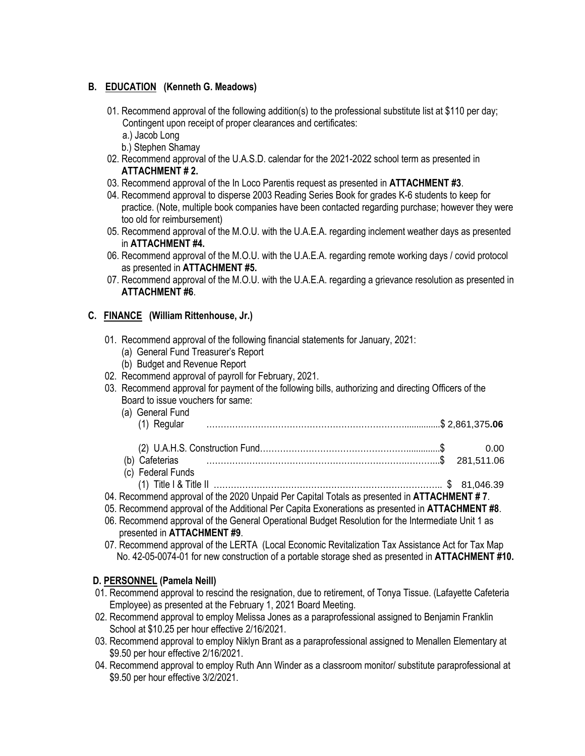## B. EDUCATION (Kenneth G. Meadows)

01. Recommend approval of the following addition(s) to the professional substitute list at $110 per day; Contingent upon receipt of proper clearances and certificates:
    a.) Jacob Long
    b.) Stephen Shamay
02. Recommend approval of the U.A.S.D. calendar for the 2021-2022 school term as presented in **ATTACHMENT # 2.**
03. Recommend approval of the In Loco Parentis request as presented in **ATTACHMENT #3**.
04. Recommend approval to disperse 2003 Reading Series Book for grades K-6 students to keep for practice. (Note, multiple book companies have been contacted regarding purchase; however they were too old for reimbursement)
05. Recommend approval of the M.O.U. with the U.A.E.A. regarding inclement weather days as presented in **ATTACHMENT #4.**
06. Recommend approval of the M.O.U. with the U.A.E.A. regarding remote working days / covid protocol as presented in **ATTACHMENT #5.**
07. Recommend approval of the M.O.U. with the U.A.E.A. regarding a grievance resolution as presented in **ATTACHMENT #6**.

## C. FINANCE (William Rittenhouse, Jr.)

01. Recommend approval of the following financial statements for January, 2021:
    (a) General Fund Treasurer's Report
    (b) Budget and Revenue Report
02. Recommend approval of payroll for February, 2021.
03. Recommend approval for payment of the following bills, authorizing and directing Officers of the Board to issue vouchers for same:
    (a) General Fund
        (1) Regular ………………………………………………………………...............$ 2,861,375.**06**

        (2) U.A.H.S. Construction Fund…………………………………………….............$ 0.00
    (b) Cafeterias ………………………………………………………….………...$ 281,511.06
    (c) Federal Funds
        (1) Title I & Title II …………………………………………………………………….. $ 81,046.39
04. Recommend approval of the 2020 Unpaid Per Capital Totals as presented in **ATTACHMENT # 7**.
05. Recommend approval of the Additional Per Capita Exonerations as presented in **ATTACHMENT #8**.
06. Recommend approval of the General Operational Budget Resolution for the Intermediate Unit 1 as presented in **ATTACHMENT #9**.
07. Recommend approval of the LERTA (Local Economic Revitalization Tax Assistance Act for Tax Map No. 42-05-0074-01 for new construction of a portable storage shed as presented in **ATTACHMENT #10.**

## D. PERSONNEL (Pamela Neill)

01. Recommend approval to rescind the resignation, due to retirement, of Tonya Tissue. (Lafayette Cafeteria Employee) as presented at the February 1, 2021 Board Meeting.
02. Recommend approval to employ Melissa Jones as a paraprofessional assigned to Benjamin Franklin School at $10.25 per hour effective 2/16/2021.
03. Recommend approval to employ Niklyn Brant as a paraprofessional assigned to Menallen Elementary at $9.50 per hour effective 2/16/2021.
04. Recommend approval to employ Ruth Ann Winder as a classroom monitor/ substitute paraprofessional at $9.50 per hour effective 3/2/2021.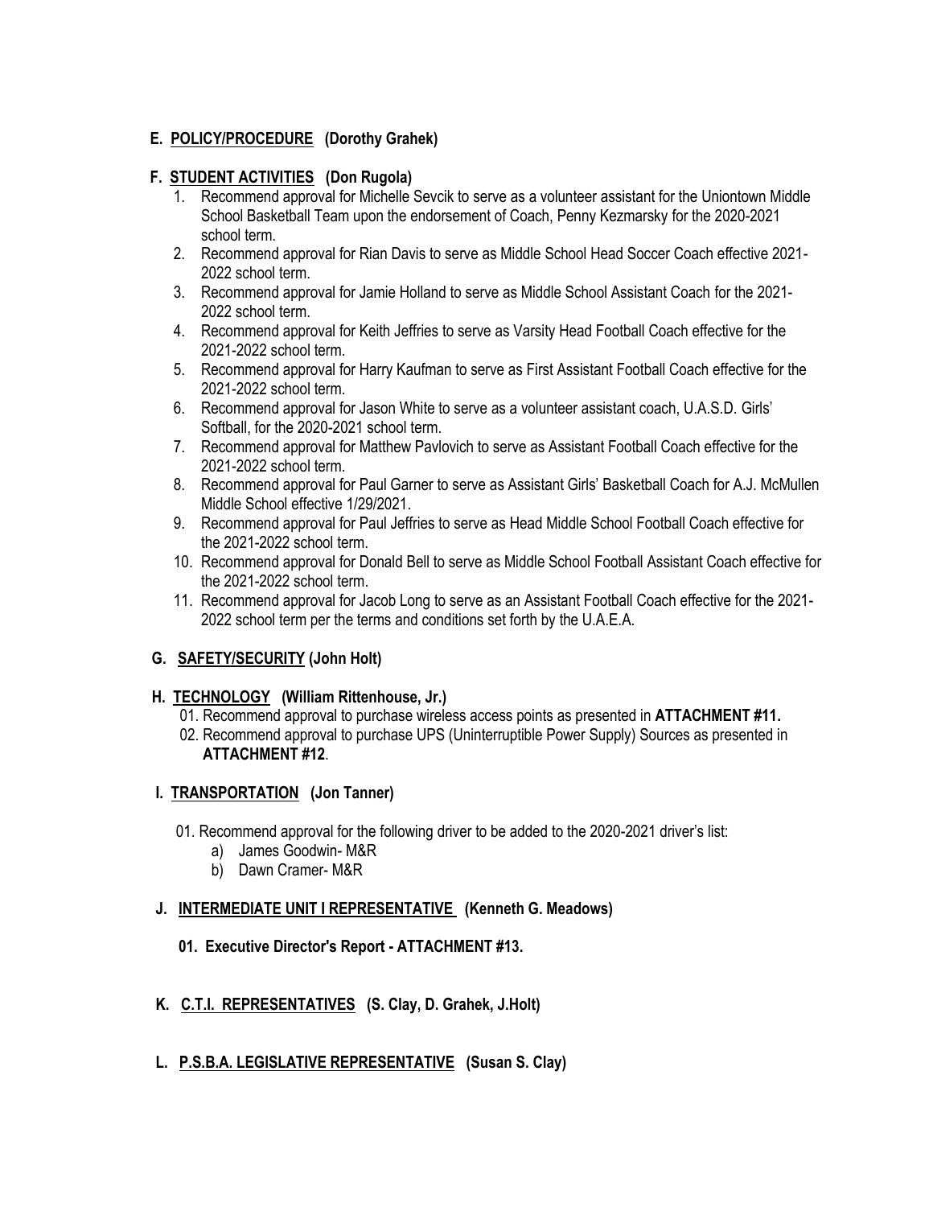## E. POLICY/PROCEDURE (Dorothy Grahek)

## F. STUDENT ACTIVITIES (Don Rugola)

1. Recommend approval for Michelle Sevcik to serve as a volunteer assistant for the Uniontown Middle School Basketball Team upon the endorsement of Coach, Penny Kezmarsky for the 2020-2021 school term.
2. Recommend approval for Rian Davis to serve as Middle School Head Soccer Coach effective 2021-2022 school term.
3. Recommend approval for Jamie Holland to serve as Middle School Assistant Coach for the 2021-2022 school term.
4. Recommend approval for Keith Jeffries to serve as Varsity Head Football Coach effective for the 2021-2022 school term.
5. Recommend approval for Harry Kaufman to serve as First Assistant Football Coach effective for the 2021-2022 school term.
6. Recommend approval for Jason White to serve as a volunteer assistant coach, U.A.S.D. Girls' Softball, for the 2020-2021 school term.
7. Recommend approval for Matthew Pavlovich to serve as Assistant Football Coach effective for the 2021-2022 school term.
8. Recommend approval for Paul Garner to serve as Assistant Girls' Basketball Coach for A.J. McMullen Middle School effective 1/29/2021.
9. Recommend approval for Paul Jeffries to serve as Head Middle School Football Coach effective for the 2021-2022 school term.
10. Recommend approval for Donald Bell to serve as Middle School Football Assistant Coach effective for the 2021-2022 school term.
11. Recommend approval for Jacob Long to serve as an Assistant Football Coach effective for the 2021-2022 school term per the terms and conditions set forth by the U.A.E.A.

## G. SAFETY/SECURITY (John Holt)

## H. TECHNOLOGY (William Rittenhouse, Jr.)

01. Recommend approval to purchase wireless access points as presented in **ATTACHMENT #11.**
02. Recommend approval to purchase UPS (Uninterruptible Power Supply) Sources as presented in **ATTACHMENT #12**.

## I. TRANSPORTATION (Jon Tanner)

01. Recommend approval for the following driver to be added to the 2020-2021 driver's list:
    a) James Goodwin- M&R
    b) Dawn Cramer- M&R

## J. INTERMEDIATE UNIT I REPRESENTATIVE (Kenneth G. Meadows)

**01. Executive Director's Report - ATTACHMENT #13.**

## K. C.T.I. REPRESENTATIVES (S. Clay, D. Grahek, J.Holt)

## L. P.S.B.A. LEGISLATIVE REPRESENTATIVE (Susan S. Clay)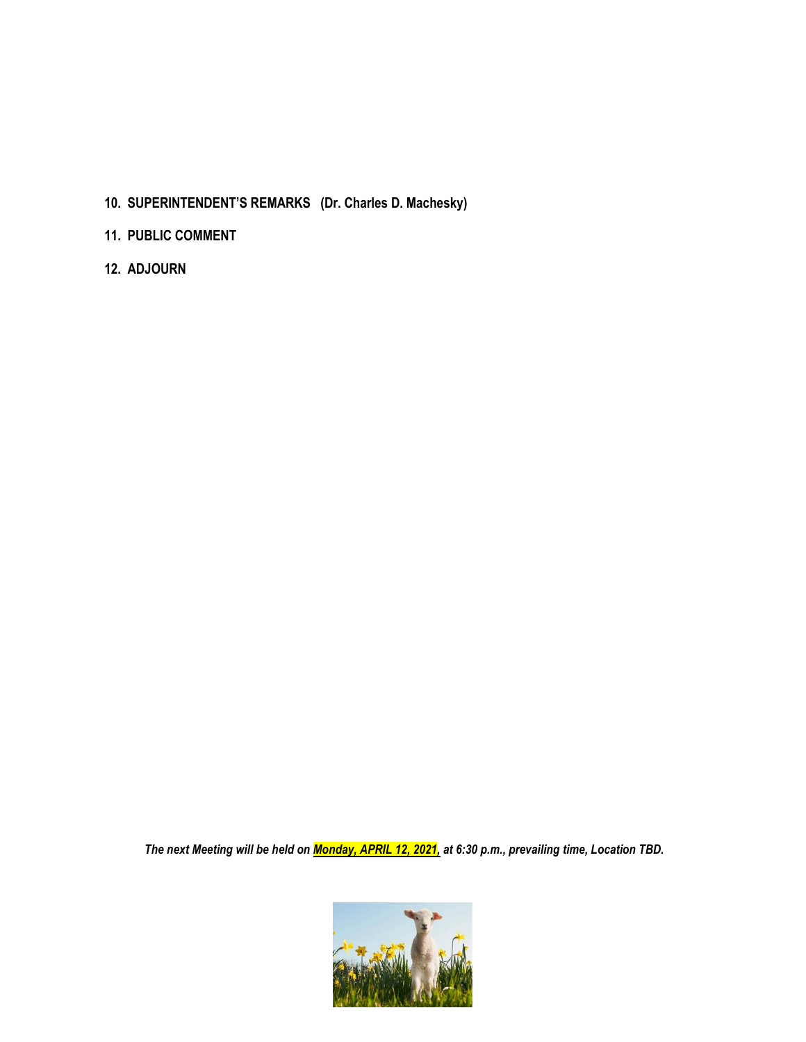10. **SUPERINTENDENT'S REMARKS (Dr. Charles D. Machesky)**

11. **PUBLIC COMMENT**

12. **ADJOURN**

***The next Meeting will be held on Monday, APRIL 12, 2021, at 6:30 p.m., prevailing time, Location TBD.***